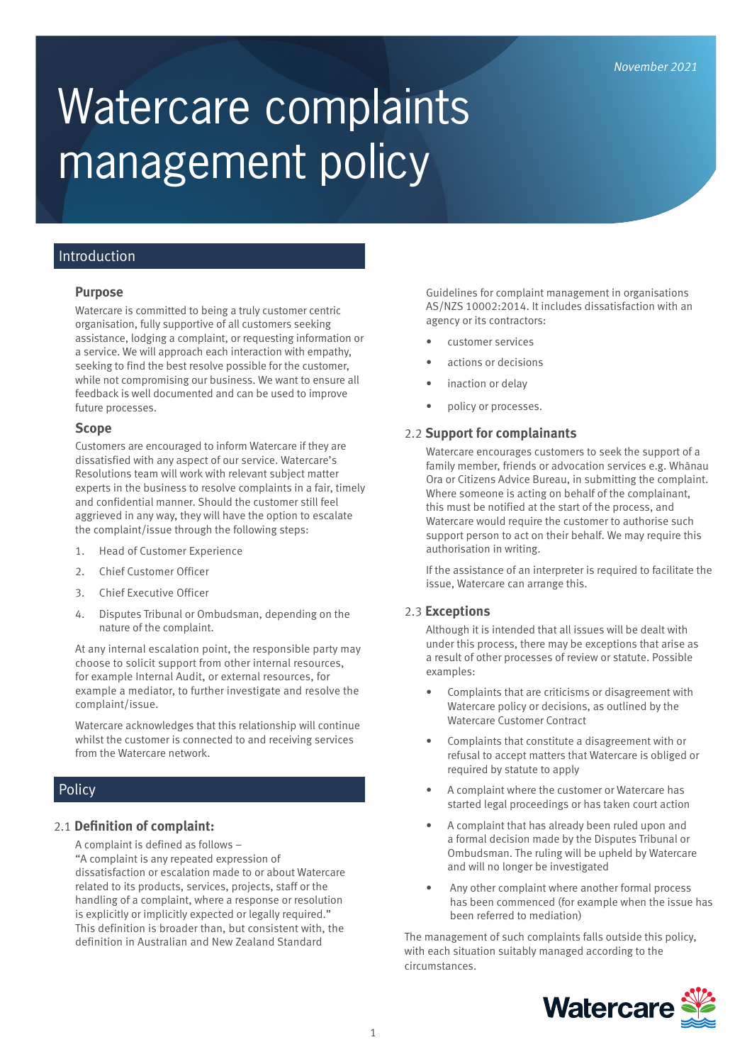November 2021

# Watercare complaints management policy

## Introduction

### Purpose

Watercare is committed to being a truly customer centric organisation, fully supportive of all customers seeking assistance, lodging a complaint, or requesting information or a service. We will approach each interaction with empathy, seeking to find the best resolve possible for the customer, while not compromising our business. We want to ensure all feedback is well documented and can be used to improve future processes.

### Scope

Customers are encouraged to inform Watercare if they are dissatisfied with any aspect of our service. Watercare's Resolutions team will work with relevant subject matter experts in the business to resolve complaints in a fair, timely and confidential manner. Should the customer still feel aggrieved in any way, they will have the option to escalate the complaint/issue through the following steps:

1. Head of Customer Experience
2. Chief Customer Officer
3. Chief Executive Officer
4. Disputes Tribunal or Ombudsman, depending on the nature of the complaint.

At any internal escalation point, the responsible party may choose to solicit support from other internal resources, for example Internal Audit, or external resources, for example a mediator, to further investigate and resolve the complaint/issue.

Watercare acknowledges that this relationship will continue whilst the customer is connected to and receiving services from the Watercare network.

## Policy

### 2.1 Definition of complaint:

A complaint is defined as follows –
"A complaint is any repeated expression of dissatisfaction or escalation made to or about Watercare related to its products, services, projects, staff or the handling of a complaint, where a response or resolution is explicitly or implicitly expected or legally required." This definition is broader than, but consistent with, the definition in Australian and New Zealand Standard Guidelines for complaint management in organisations AS/NZS 10002:2014. It includes dissatisfaction with an agency or its contractors:

- customer services
- actions or decisions
- inaction or delay
- policy or processes.

### 2.2 Support for complainants

Watercare encourages customers to seek the support of a family member, friends or advocation services e.g. Whānau Ora or Citizens Advice Bureau, in submitting the complaint. Where someone is acting on behalf of the complainant, this must be notified at the start of the process, and Watercare would require the customer to authorise such support person to act on their behalf. We may require this authorisation in writing.

If the assistance of an interpreter is required to facilitate the issue, Watercare can arrange this.

### 2.3 Exceptions

Although it is intended that all issues will be dealt with under this process, there may be exceptions that arise as a result of other processes of review or statute. Possible examples:

- Complaints that are criticisms or disagreement with Watercare policy or decisions, as outlined by the Watercare Customer Contract
- Complaints that constitute a disagreement with or refusal to accept matters that Watercare is obliged or required by statute to apply
- A complaint where the customer or Watercare has started legal proceedings or has taken court action
- A complaint that has already been ruled upon and a formal decision made by the Disputes Tribunal or Ombudsman. The ruling will be upheld by Watercare and will no longer be investigated
- Any other complaint where another formal process has been commenced (for example when the issue has been referred to mediation)

The management of such complaints falls outside this policy, with each situation suitably managed according to the circumstances.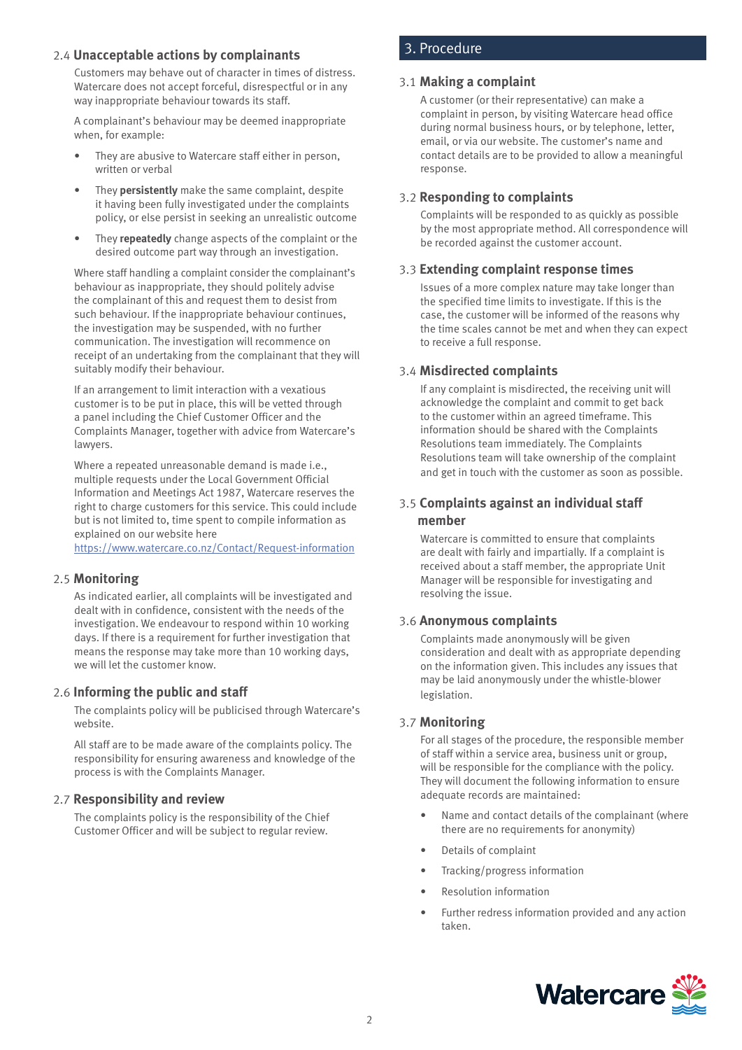### 2.4 Unacceptable actions by complainants

Customers may behave out of character in times of distress. Watercare does not accept forceful, disrespectful or in any way inappropriate behaviour towards its staff.

A complainant's behaviour may be deemed inappropriate when, for example:

- They are abusive to Watercare staff either in person, written or verbal
- They **persistently** make the same complaint, despite it having been fully investigated under the complaints policy, or else persist in seeking an unrealistic outcome
- They **repeatedly** change aspects of the complaint or the desired outcome part way through an investigation.

Where staff handling a complaint consider the complainant's behaviour as inappropriate, they should politely advise the complainant of this and request them to desist from such behaviour. If the inappropriate behaviour continues, the investigation may be suspended, with no further communication. The investigation will recommence on receipt of an undertaking from the complainant that they will suitably modify their behaviour.

If an arrangement to limit interaction with a vexatious customer is to be put in place, this will be vetted through a panel including the Chief Customer Officer and the Complaints Manager, together with advice from Watercare's lawyers.

Where a repeated unreasonable demand is made i.e., multiple requests under the Local Government Official Information and Meetings Act 1987, Watercare reserves the right to charge customers for this service. This could include but is not limited to, time spent to compile information as explained on our website here
https://www.watercare.co.nz/Contact/Request-information

### 2.5 Monitoring

As indicated earlier, all complaints will be investigated and dealt with in confidence, consistent with the needs of the investigation. We endeavour to respond within 10 working days. If there is a requirement for further investigation that means the response may take more than 10 working days, we will let the customer know.

### 2.6 Informing the public and staff

The complaints policy will be publicised through Watercare's website.

All staff are to be made aware of the complaints policy. The responsibility for ensuring awareness and knowledge of the process is with the Complaints Manager.

### 2.7 Responsibility and review

The complaints policy is the responsibility of the Chief Customer Officer and will be subject to regular review.

## 3. Procedure

### 3.1 Making a complaint

A customer (or their representative) can make a complaint in person, by visiting Watercare head office during normal business hours, or by telephone, letter, email, or via our website. The customer's name and contact details are to be provided to allow a meaningful response.

### 3.2 Responding to complaints

Complaints will be responded to as quickly as possible by the most appropriate method. All correspondence will be recorded against the customer account.

### 3.3 Extending complaint response times

Issues of a more complex nature may take longer than the specified time limits to investigate. If this is the case, the customer will be informed of the reasons why the time scales cannot be met and when they can expect to receive a full response.

### 3.4 Misdirected complaints

If any complaint is misdirected, the receiving unit will acknowledge the complaint and commit to get back to the customer within an agreed timeframe. This information should be shared with the Complaints Resolutions team immediately. The Complaints Resolutions team will take ownership of the complaint and get in touch with the customer as soon as possible.

### 3.5 Complaints against an individual staff member

Watercare is committed to ensure that complaints are dealt with fairly and impartially. If a complaint is received about a staff member, the appropriate Unit Manager will be responsible for investigating and resolving the issue.

### 3.6 Anonymous complaints

Complaints made anonymously will be given consideration and dealt with as appropriate depending on the information given. This includes any issues that may be laid anonymously under the whistle-blower legislation.

### 3.7 Monitoring

For all stages of the procedure, the responsible member of staff within a service area, business unit or group, will be responsible for the compliance with the policy. They will document the following information to ensure adequate records are maintained:

- Name and contact details of the complainant (where there are no requirements for anonymity)
- Details of complaint
- Tracking/progress information
- Resolution information
- Further redress information provided and any action taken.